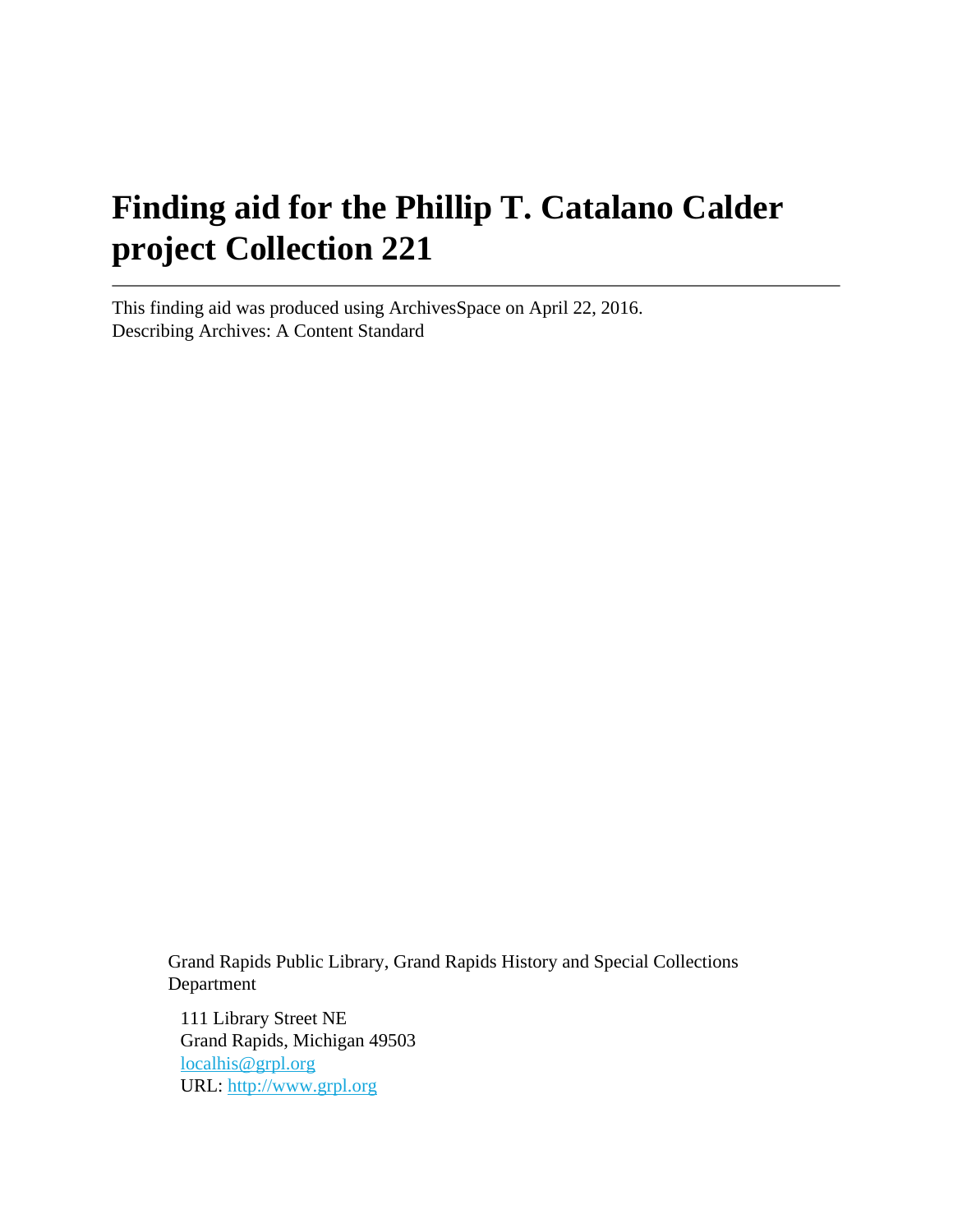# Finding aid for the Phillip T. Catalano Calder project Collection 221

---

This finding aid was produced using ArchivesSpace on April 22, 2016.
Describing Archives: A Content Standard

Grand Rapids Public Library, Grand Rapids History and Special Collections Department

111 Library Street NE
Grand Rapids, Michigan 49503
[localhis@grpl.org](mailto:localhis@grpl.org)
URL: [http://www.grpl.org](http://www.grpl.org)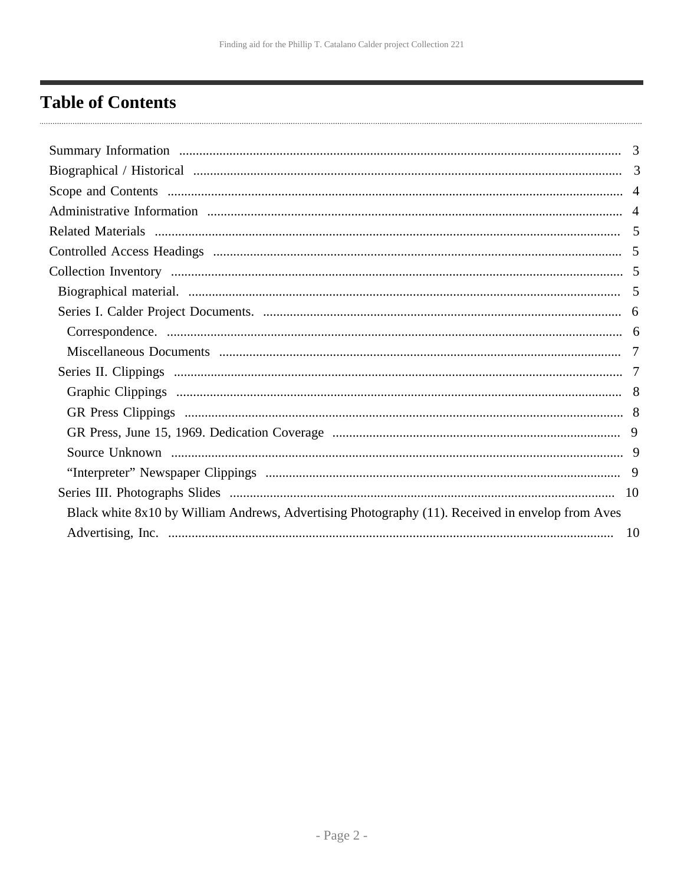# Table of Contents

- Summary Information ... 3
- Biographical / Historical ... 3
- Scope and Contents ... 4
- Administrative Information ... 4
- Related Materials ... 5
- Controlled Access Headings ... 5
- Collection Inventory ... 5
  - Biographical material. ... 5
  - Series I. Calder Project Documents. ... 6
    - Correspondence. ... 6
    - Miscellaneous Documents ... 7
  - Series II. Clippings ... 7
    - Graphic Clippings ... 8
    - GR Press Clippings ... 8
    - GR Press, June 15, 1969. Dedication Coverage ... 9
    - Source Unknown ... 9
    - “Interpreter” Newspaper Clippings ... 9
  - Series III. Photographs Slides ... 10
    - Black white 8x10 by William Andrews, Advertising Photography (11). Received in envelop from Aves Advertising, Inc. ... 10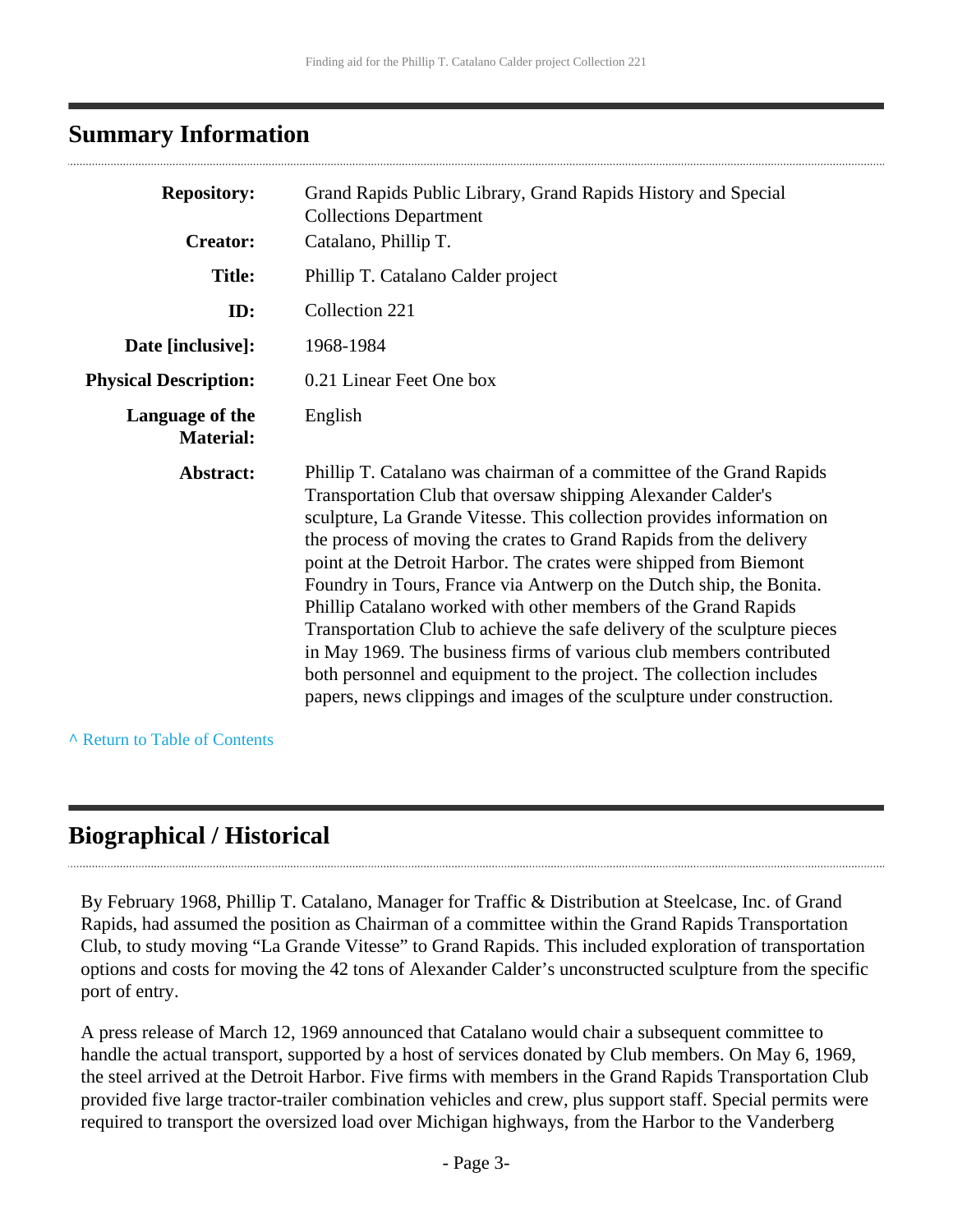## Summary Information

| | |
|---|---|
| **Repository:** | Grand Rapids Public Library, Grand Rapids History and Special Collections Department |
| **Creator:** | Catalano, Phillip T. |
| **Title:** | Phillip T. Catalano Calder project |
| **ID:** | Collection 221 |
| **Date [inclusive]:** | 1968-1984 |
| **Physical Description:** | 0.21 Linear Feet One box |
| **Language of the Material:** | English |
| **Abstract:** | Phillip T. Catalano was chairman of a committee of the Grand Rapids Transportation Club that oversaw shipping Alexander Calder's sculpture, La Grande Vitesse. This collection provides information on the process of moving the crates to Grand Rapids from the delivery point at the Detroit Harbor. The crates were shipped from Biemont Foundry in Tours, France via Antwerp on the Dutch ship, the Bonita. Phillip Catalano worked with other members of the Grand Rapids Transportation Club to achieve the safe delivery of the sculpture pieces in May 1969. The business firms of various club members contributed both personnel and equipment to the project. The collection includes papers, news clippings and images of the sculpture under construction. |

^ Return to Table of Contents

## Biographical / Historical

By February 1968, Phillip T. Catalano, Manager for Traffic & Distribution at Steelcase, Inc. of Grand Rapids, had assumed the position as Chairman of a committee within the Grand Rapids Transportation Club, to study moving “La Grande Vitesse” to Grand Rapids. This included exploration of transportation options and costs for moving the 42 tons of Alexander Calder’s unconstructed sculpture from the specific port of entry.

A press release of March 12, 1969 announced that Catalano would chair a subsequent committee to handle the actual transport, supported by a host of services donated by Club members. On May 6, 1969, the steel arrived at the Detroit Harbor. Five firms with members in the Grand Rapids Transportation Club provided five large tractor-trailer combination vehicles and crew, plus support staff. Special permits were required to transport the oversized load over Michigan highways, from the Harbor to the Vanderberg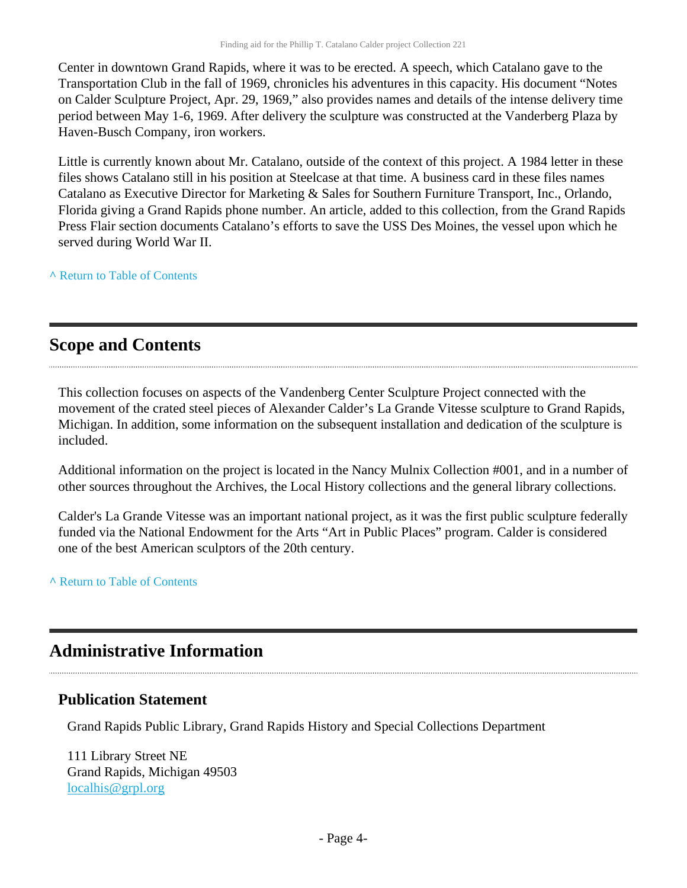Center in downtown Grand Rapids, where it was to be erected. A speech, which Catalano gave to the Transportation Club in the fall of 1969, chronicles his adventures in this capacity. His document “Notes on Calder Sculpture Project, Apr. 29, 1969,” also provides names and details of the intense delivery time period between May 1-6, 1969. After delivery the sculpture was constructed at the Vanderberg Plaza by Haven-Busch Company, iron workers.

Little is currently known about Mr. Catalano, outside of the context of this project. A 1984 letter in these files shows Catalano still in his position at Steelcase at that time. A business card in these files names Catalano as Executive Director for Marketing & Sales for Southern Furniture Transport, Inc., Orlando, Florida giving a Grand Rapids phone number. An article, added to this collection, from the Grand Rapids Press Flair section documents Catalano’s efforts to save the USS Des Moines, the vessel upon which he served during World War II.

^ Return to Table of Contents

## Scope and Contents

This collection focuses on aspects of the Vandenberg Center Sculpture Project connected with the movement of the crated steel pieces of Alexander Calder’s La Grande Vitesse sculpture to Grand Rapids, Michigan. In addition, some information on the subsequent installation and dedication of the sculpture is included.

Additional information on the project is located in the Nancy Mulnix Collection #001, and in a number of other sources throughout the Archives, the Local History collections and the general library collections.

Calder's La Grande Vitesse was an important national project, as it was the first public sculpture federally funded via the National Endowment for the Arts “Art in Public Places” program. Calder is considered one of the best American sculptors of the 20th century.

^ Return to Table of Contents

## Administrative Information

### Publication Statement

Grand Rapids Public Library, Grand Rapids History and Special Collections Department

111 Library Street NE
Grand Rapids, Michigan 49503
localhis@grpl.org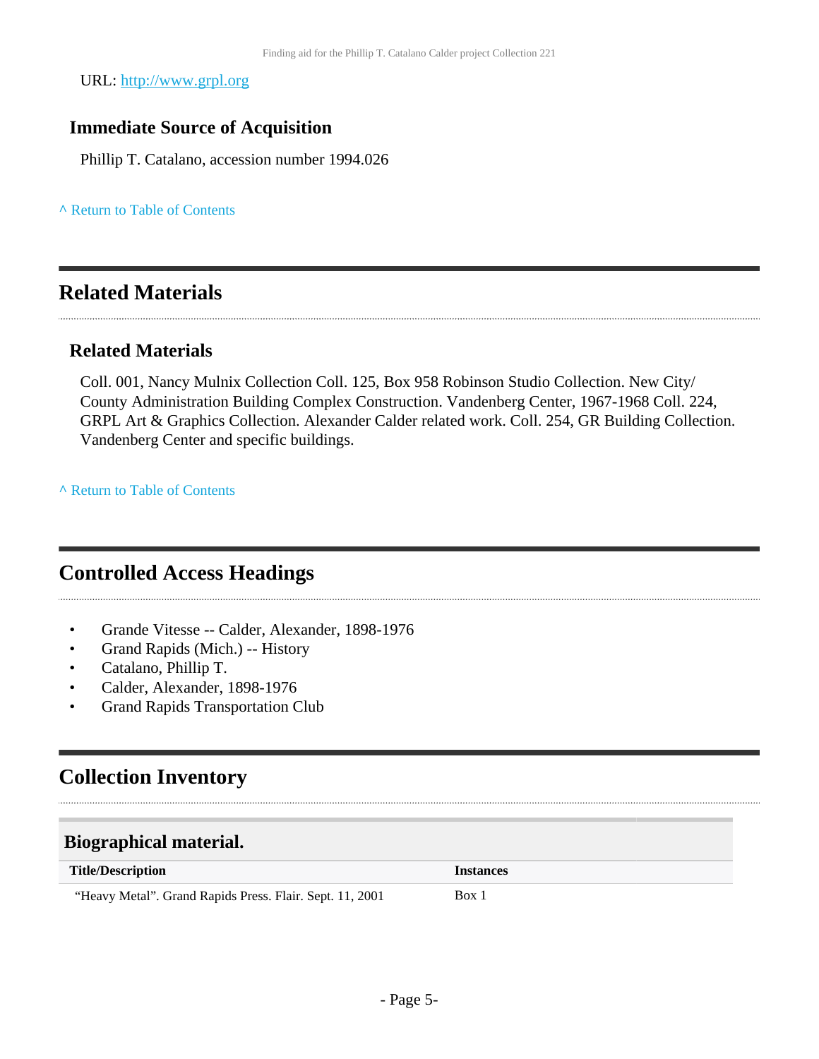URL: http://www.grpl.org

### Immediate Source of Acquisition

Phillip T. Catalano, accession number 1994.026

^ Return to Table of Contents

## Related Materials

### Related Materials

Coll. 001, Nancy Mulnix Collection Coll. 125, Box 958 Robinson Studio Collection. New City/ County Administration Building Complex Construction. Vandenberg Center, 1967-1968 Coll. 224, GRPL Art & Graphics Collection. Alexander Calder related work. Coll. 254, GR Building Collection. Vandenberg Center and specific buildings.

^ Return to Table of Contents

## Controlled Access Headings

- Grande Vitesse -- Calder, Alexander, 1898-1976
- Grand Rapids (Mich.) -- History
- Catalano, Phillip T.
- Calder, Alexander, 1898-1976
- Grand Rapids Transportation Club

## Collection Inventory

### Biographical material.

| Title/Description | Instances |
|---|---|
| "Heavy Metal". Grand Rapids Press. Flair. Sept. 11, 2001 | Box 1 |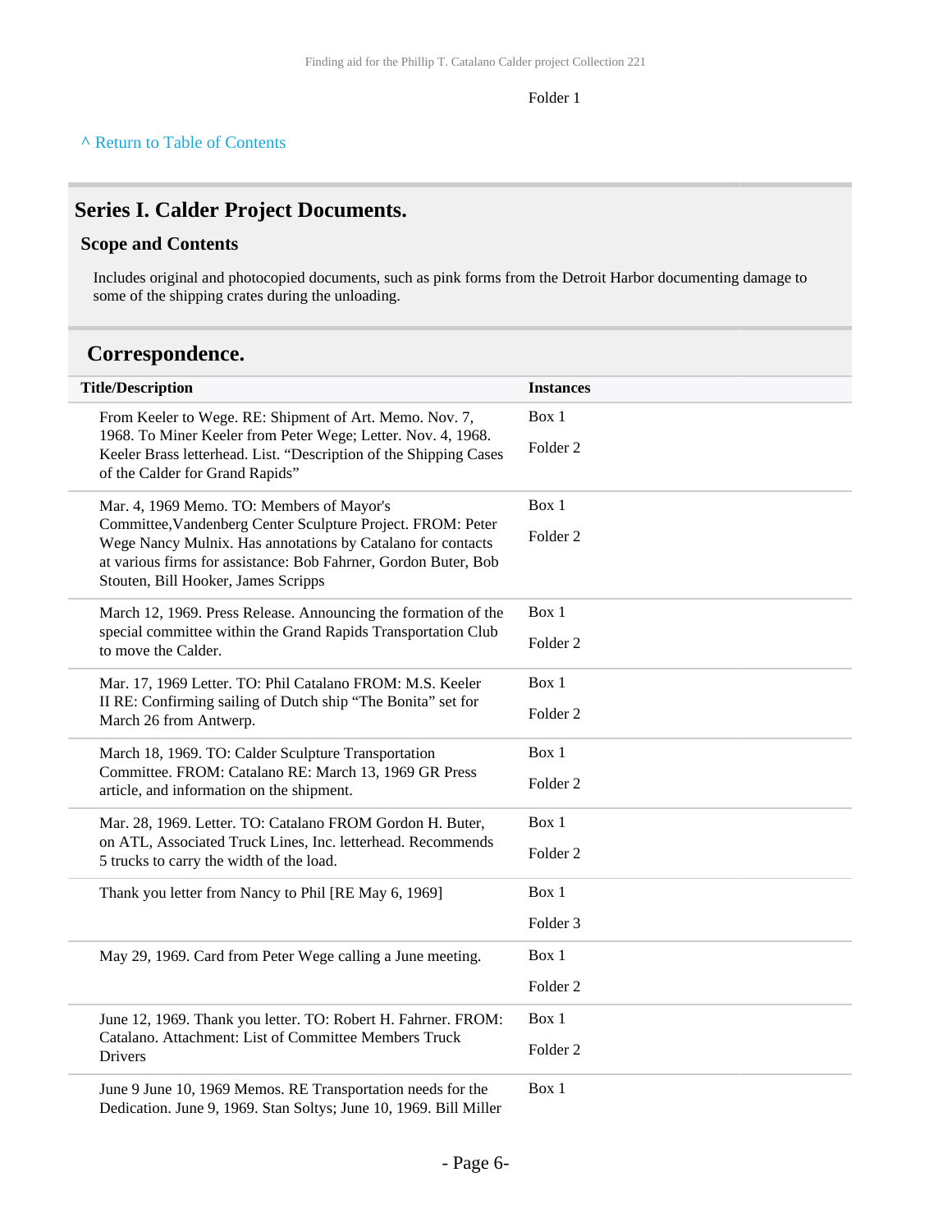Folder 1

^ Return to Table of Contents

## Series I. Calder Project Documents.

### Scope and Contents

Includes original and photocopied documents, such as pink forms from the Detroit Harbor documenting damage to some of the shipping crates during the unloading.

## Correspondence.

| Title/Description | Instances |
|---|---|
| From Keeler to Wege. RE: Shipment of Art. Memo. Nov. 7, 1968. To Miner Keeler from Peter Wege; Letter. Nov. 4, 1968. Keeler Brass letterhead. List. "Description of the Shipping Cases of the Calder for Grand Rapids" | Box 1<br>Folder 2 |
| Mar. 4, 1969 Memo. TO: Members of Mayor's Committee,Vandenberg Center Sculpture Project. FROM: Peter Wege Nancy Mulnix. Has annotations by Catalano for contacts at various firms for assistance: Bob Fahrner, Gordon Buter, Bob Stouten, Bill Hooker, James Scripps | Box 1<br>Folder 2 |
| March 12, 1969. Press Release. Announcing the formation of the special committee within the Grand Rapids Transportation Club to move the Calder. | Box 1<br>Folder 2 |
| Mar. 17, 1969 Letter. TO: Phil Catalano FROM: M.S. Keeler II RE: Confirming sailing of Dutch ship "The Bonita" set for March 26 from Antwerp. | Box 1<br>Folder 2 |
| March 18, 1969. TO: Calder Sculpture Transportation Committee. FROM: Catalano RE: March 13, 1969 GR Press article, and information on the shipment. | Box 1<br>Folder 2 |
| Mar. 28, 1969. Letter. TO: Catalano FROM Gordon H. Buter, on ATL, Associated Truck Lines, Inc. letterhead. Recommends 5 trucks to carry the width of the load. | Box 1<br>Folder 2 |
| Thank you letter from Nancy to Phil [RE May 6, 1969] | Box 1<br>Folder 3 |
| May 29, 1969. Card from Peter Wege calling a June meeting. | Box 1<br>Folder 2 |
| June 12, 1969. Thank you letter. TO: Robert H. Fahrner. FROM: Catalano. Attachment: List of Committee Members Truck Drivers | Box 1<br>Folder 2 |
| June 9 June 10, 1969 Memos. RE Transportation needs for the Dedication. June 9, 1969. Stan Soltys; June 10, 1969. Bill Miller | Box 1 |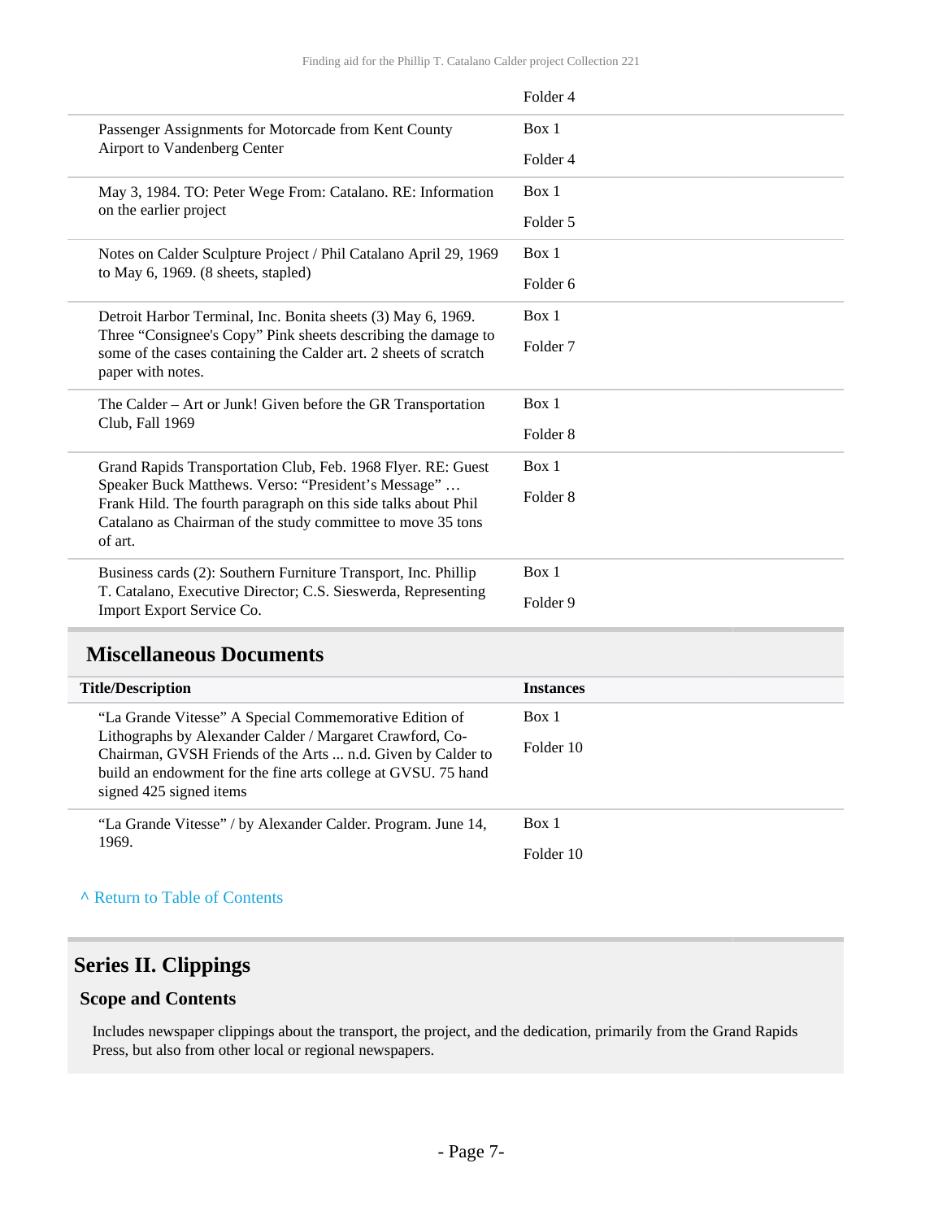| | |
|---|---|
| | Folder 4 |
| Passenger Assignments for Motorcade from Kent County Airport to Vandenberg Center | Box 1<br>Folder 4 |
| May 3, 1984. TO: Peter Wege From: Catalano. RE: Information on the earlier project | Box 1<br>Folder 5 |
| Notes on Calder Sculpture Project / Phil Catalano April 29, 1969 to May 6, 1969. (8 sheets, stapled) | Box 1<br>Folder 6 |
| Detroit Harbor Terminal, Inc. Bonita sheets (3) May 6, 1969. Three "Consignee's Copy" Pink sheets describing the damage to some of the cases containing the Calder art. 2 sheets of scratch paper with notes. | Box 1<br>Folder 7 |
| The Calder – Art or Junk! Given before the GR Transportation Club, Fall 1969 | Box 1<br>Folder 8 |
| Grand Rapids Transportation Club, Feb. 1968 Flyer. RE: Guest Speaker Buck Matthews. Verso: "President's Message" … Frank Hild. The fourth paragraph on this side talks about Phil Catalano as Chairman of the study committee to move 35 tons of art. | Box 1<br>Folder 8 |
| Business cards (2): Southern Furniture Transport, Inc. Phillip T. Catalano, Executive Director; C.S. Sieswerda, Representing Import Export Service Co. | Box 1<br>Folder 9 |

## Miscellaneous Documents

| Title/Description | Instances |
|---|---|
| "La Grande Vitesse" A Special Commemorative Edition of Lithographs by Alexander Calder / Margaret Crawford, Co-Chairman, GVSH Friends of the Arts ... n.d. Given by Calder to build an endowment for the fine arts college at GVSU. 75 hand signed 425 signed items | Box 1<br>Folder 10 |
| "La Grande Vitesse" / by Alexander Calder. Program. June 14, 1969. | Box 1<br>Folder 10 |

^ Return to Table of Contents

# Series II. Clippings

## Scope and Contents

Includes newspaper clippings about the transport, the project, and the dedication, primarily from the Grand Rapids Press, but also from other local or regional newspapers.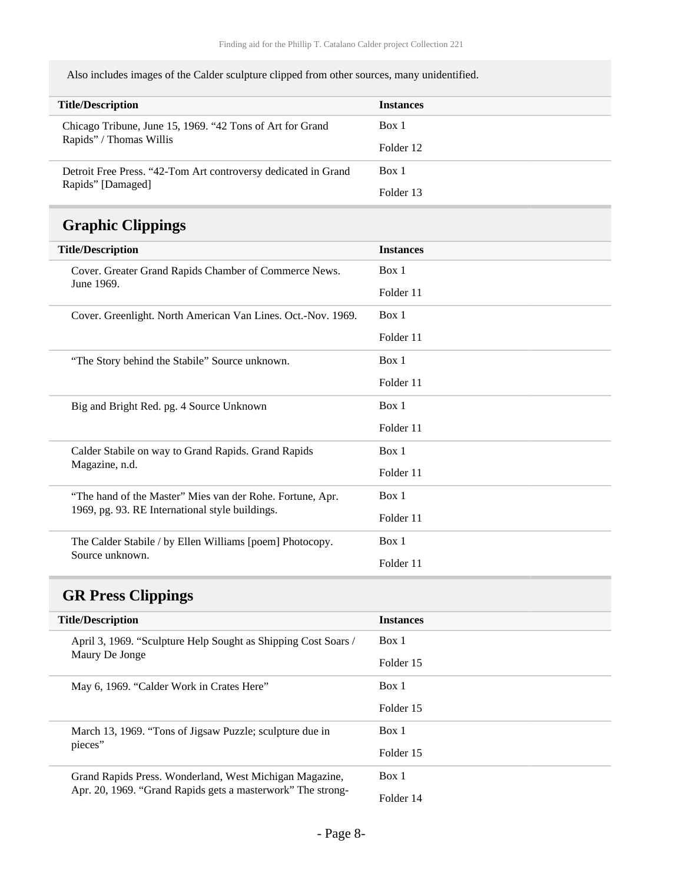Also includes images of the Calder sculpture clipped from other sources, many unidentified.

| Title/Description | Instances |
| --- | --- |
| Chicago Tribune, June 15, 1969. "42 Tons of Art for Grand Rapids" / Thomas Willis | Box 1<br>Folder 12 |
| Detroit Free Press. "42-Tom Art controversy dedicated in Grand Rapids" [Damaged] | Box 1<br>Folder 13 |

## Graphic Clippings

| Title/Description | Instances |
| --- | --- |
| Cover. Greater Grand Rapids Chamber of Commerce News. June 1969. | Box 1<br>Folder 11 |
| Cover. Greenlight. North American Van Lines. Oct.-Nov. 1969. | Box 1<br>Folder 11 |
| "The Story behind the Stabile" Source unknown. | Box 1<br>Folder 11 |
| Big and Bright Red. pg. 4 Source Unknown | Box 1<br>Folder 11 |
| Calder Stabile on way to Grand Rapids. Grand Rapids Magazine, n.d. | Box 1<br>Folder 11 |
| "The hand of the Master" Mies van der Rohe. Fortune, Apr. 1969, pg. 93. RE International style buildings. | Box 1<br>Folder 11 |
| The Calder Stabile / by Ellen Williams [poem] Photocopy. Source unknown. | Box 1<br>Folder 11 |

## GR Press Clippings

| Title/Description | Instances |
| --- | --- |
| April 3, 1969. "Sculpture Help Sought as Shipping Cost Soars / Maury De Jonge | Box 1<br>Folder 15 |
| May 6, 1969. "Calder Work in Crates Here" | Box 1<br>Folder 15 |
| March 13, 1969. "Tons of Jigsaw Puzzle; sculpture due in pieces" | Box 1<br>Folder 15 |
| Grand Rapids Press. Wonderland, West Michigan Magazine, Apr. 20, 1969. "Grand Rapids gets a masterwork" The strong- | Box 1<br>Folder 14 |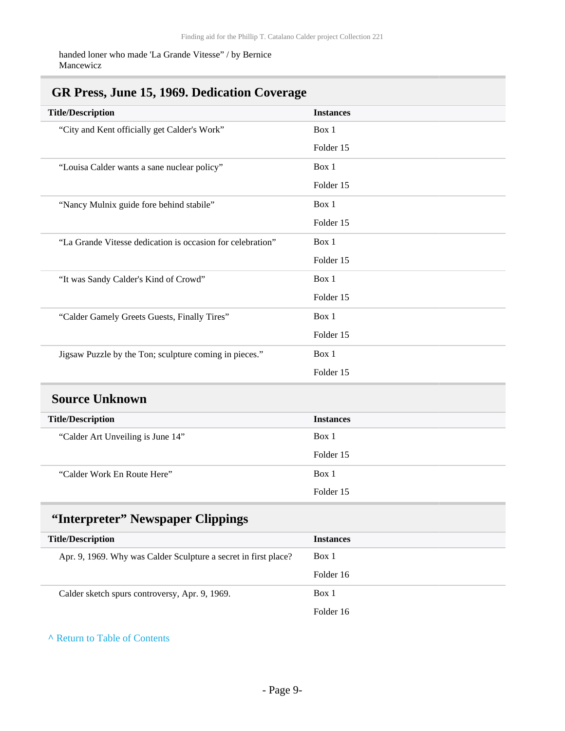handed loner who made 'La Grande Vitesse" / by Bernice Mancewicz

## GR Press, June 15, 1969. Dedication Coverage

| Title/Description | Instances |
|---|---|
| "City and Kent officially get Calder's Work" | Box 1<br>Folder 15 |
| "Louisa Calder wants a sane nuclear policy" | Box 1<br>Folder 15 |
| "Nancy Mulnix guide fore behind stabile" | Box 1<br>Folder 15 |
| "La Grande Vitesse dedication is occasion for celebration" | Box 1<br>Folder 15 |
| "It was Sandy Calder's Kind of Crowd" | Box 1<br>Folder 15 |
| "Calder Gamely Greets Guests, Finally Tires" | Box 1<br>Folder 15 |
| Jigsaw Puzzle by the Ton; sculpture coming in pieces." | Box 1<br>Folder 15 |

## Source Unknown

| Title/Description | Instances |
|---|---|
| "Calder Art Unveiling is June 14" | Box 1<br>Folder 15 |
| "Calder Work En Route Here" | Box 1<br>Folder 15 |

## "Interpreter" Newspaper Clippings

| Title/Description | Instances |
|---|---|
| Apr. 9, 1969. Why was Calder Sculpture a secret in first place? | Box 1<br>Folder 16 |
| Calder sketch spurs controversy, Apr. 9, 1969. | Box 1<br>Folder 16 |

^ Return to Table of Contents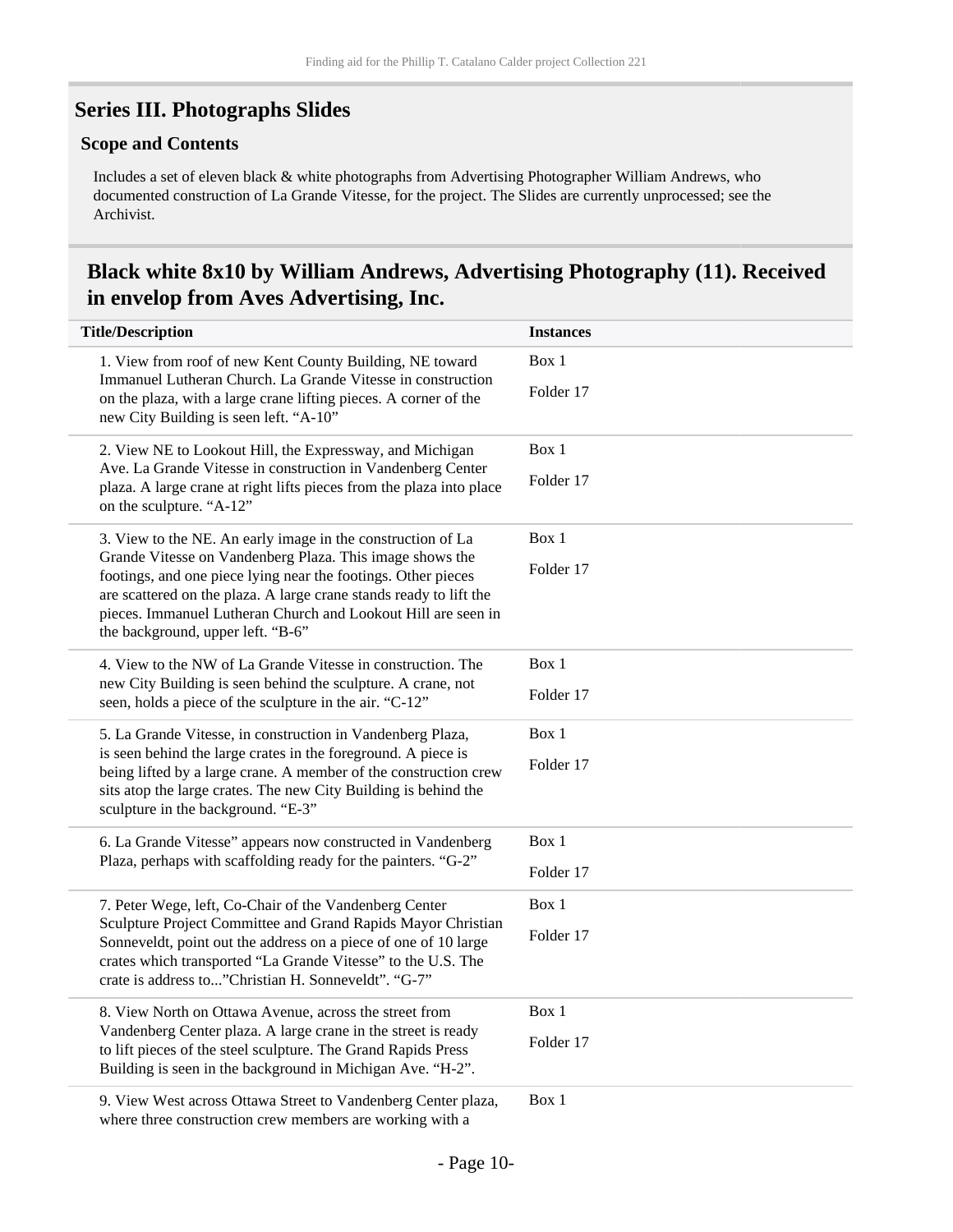## Series III. Photographs Slides

### Scope and Contents

Includes a set of eleven black & white photographs from Advertising Photographer William Andrews, who documented construction of La Grande Vitesse, for the project. The Slides are currently unprocessed; see the Archivist.

## Black white 8x10 by William Andrews, Advertising Photography (11). Received in envelop from Aves Advertising, Inc.

| Title/Description | Instances |
|---|---|
| 1. View from roof of new Kent County Building, NE toward Immanuel Lutheran Church. La Grande Vitesse in construction on the plaza, with a large crane lifting pieces. A corner of the new City Building is seen left. "A-10" | Box 1<br>Folder 17 |
| 2. View NE to Lookout Hill, the Expressway, and Michigan Ave. La Grande Vitesse in construction in Vandenberg Center plaza. A large crane at right lifts pieces from the plaza into place on the sculpture. "A-12" | Box 1<br>Folder 17 |
| 3. View to the NE. An early image in the construction of La Grande Vitesse on Vandenberg Plaza. This image shows the footings, and one piece lying near the footings. Other pieces are scattered on the plaza. A large crane stands ready to lift the pieces. Immanuel Lutheran Church and Lookout Hill are seen in the background, upper left. "B-6" | Box 1<br>Folder 17 |
| 4. View to the NW of La Grande Vitesse in construction. The new City Building is seen behind the sculpture. A crane, not seen, holds a piece of the sculpture in the air. "C-12" | Box 1<br>Folder 17 |
| 5. La Grande Vitesse, in construction in Vandenberg Plaza, is seen behind the large crates in the foreground. A piece is being lifted by a large crane. A member of the construction crew sits atop the large crates. The new City Building is behind the sculpture in the background. "E-3" | Box 1<br>Folder 17 |
| 6. La Grande Vitesse" appears now constructed in Vandenberg Plaza, perhaps with scaffolding ready for the painters. "G-2" | Box 1<br>Folder 17 |
| 7. Peter Wege, left, Co-Chair of the Vandenberg Center Sculpture Project Committee and Grand Rapids Mayor Christian Sonneveldt, point out the address on a piece of one of 10 large crates which transported "La Grande Vitesse" to the U.S. The crate is address to..."Christian H. Sonneveldt". "G-7" | Box 1<br>Folder 17 |
| 8. View North on Ottawa Avenue, across the street from Vandenberg Center plaza. A large crane in the street is ready to lift pieces of the steel sculpture. The Grand Rapids Press Building is seen in the background in Michigan Ave. "H-2". | Box 1<br>Folder 17 |
| 9. View West across Ottawa Street to Vandenberg Center plaza, where three construction crew members are working with a | Box 1 |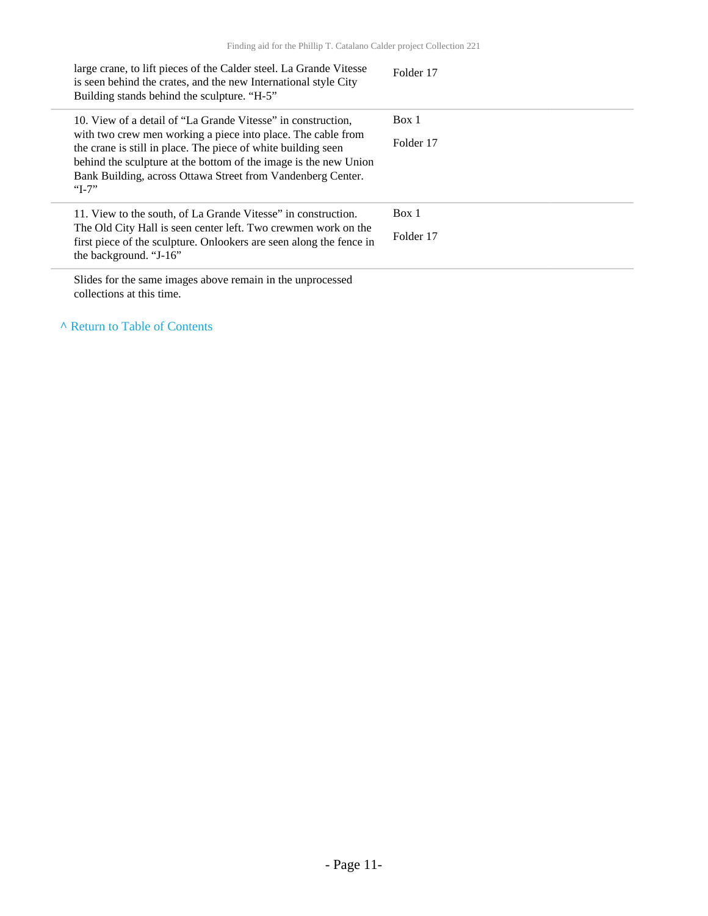| | |
|---|---|
| large crane, to lift pieces of the Calder steel. La Grande Vitesse is seen behind the crates, and the new International style City Building stands behind the sculpture. “H-5” | Folder 17 |
| 10. View of a detail of “La Grande Vitesse” in construction, with two crew men working a piece into place. The cable from the crane is still in place. The piece of white building seen behind the sculpture at the bottom of the image is the new Union Bank Building, across Ottawa Street from Vandenberg Center. “I-7” | Box 1<br>Folder 17 |
| 11. View to the south, of La Grande Vitesse” in construction. The Old City Hall is seen center left. Two crewmen work on the first piece of the sculpture. Onlookers are seen along the fence in the background. “J-16” | Box 1<br>Folder 17 |

Slides for the same images above remain in the unprocessed collections at this time.

^ Return to Table of Contents